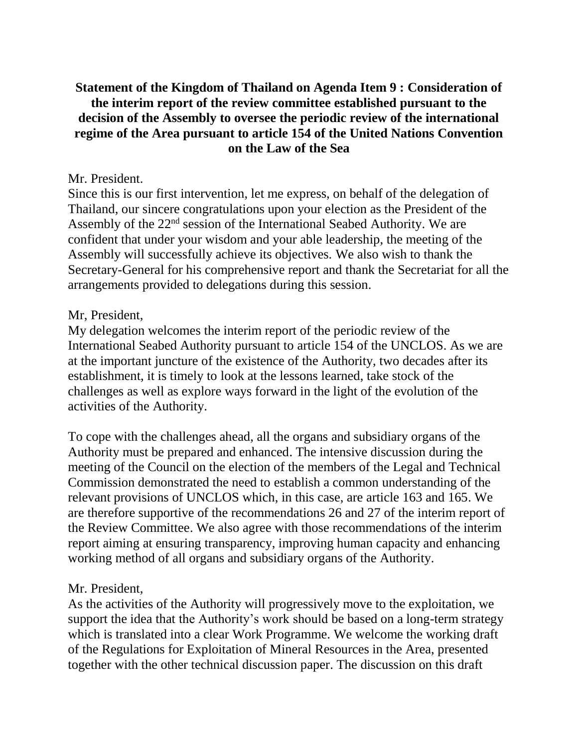**Statement of the Kingdom of Thailand on Agenda Item 9 : Consideration of the interim report of the review committee established pursuant to the decision of the Assembly to oversee the periodic review of the international regime of the Area pursuant to article 154 of the United Nations Convention on the Law of the Sea**

Mr. President.
Since this is our first intervention, let me express, on behalf of the delegation of Thailand, our sincere congratulations upon your election as the President of the Assembly of the 22nd session of the International Seabed Authority. We are confident that under your wisdom and your able leadership, the meeting of the Assembly will successfully achieve its objectives. We also wish to thank the Secretary-General for his comprehensive report and thank the Secretariat for all the arrangements provided to delegations during this session.

Mr, President,
My delegation welcomes the interim report of the periodic review of the International Seabed Authority pursuant to article 154 of the UNCLOS. As we are at the important juncture of the existence of the Authority, two decades after its establishment, it is timely to look at the lessons learned, take stock of the challenges as well as explore ways forward in the light of the evolution of the activities of the Authority.

To cope with the challenges ahead, all the organs and subsidiary organs of the Authority must be prepared and enhanced. The intensive discussion during the meeting of the Council on the election of the members of the Legal and Technical Commission demonstrated the need to establish a common understanding of the relevant provisions of UNCLOS which, in this case, are article 163 and 165. We are therefore supportive of the recommendations 26 and 27 of the interim report of the Review Committee. We also agree with those recommendations of the interim report aiming at ensuring transparency, improving human capacity and enhancing working method of all organs and subsidiary organs of the Authority.

Mr. President,
As the activities of the Authority will progressively move to the exploitation, we support the idea that the Authority's work should be based on a long-term strategy which is translated into a clear Work Programme. We welcome the working draft of the Regulations for Exploitation of Mineral Resources in the Area, presented together with the other technical discussion paper. The discussion on this draft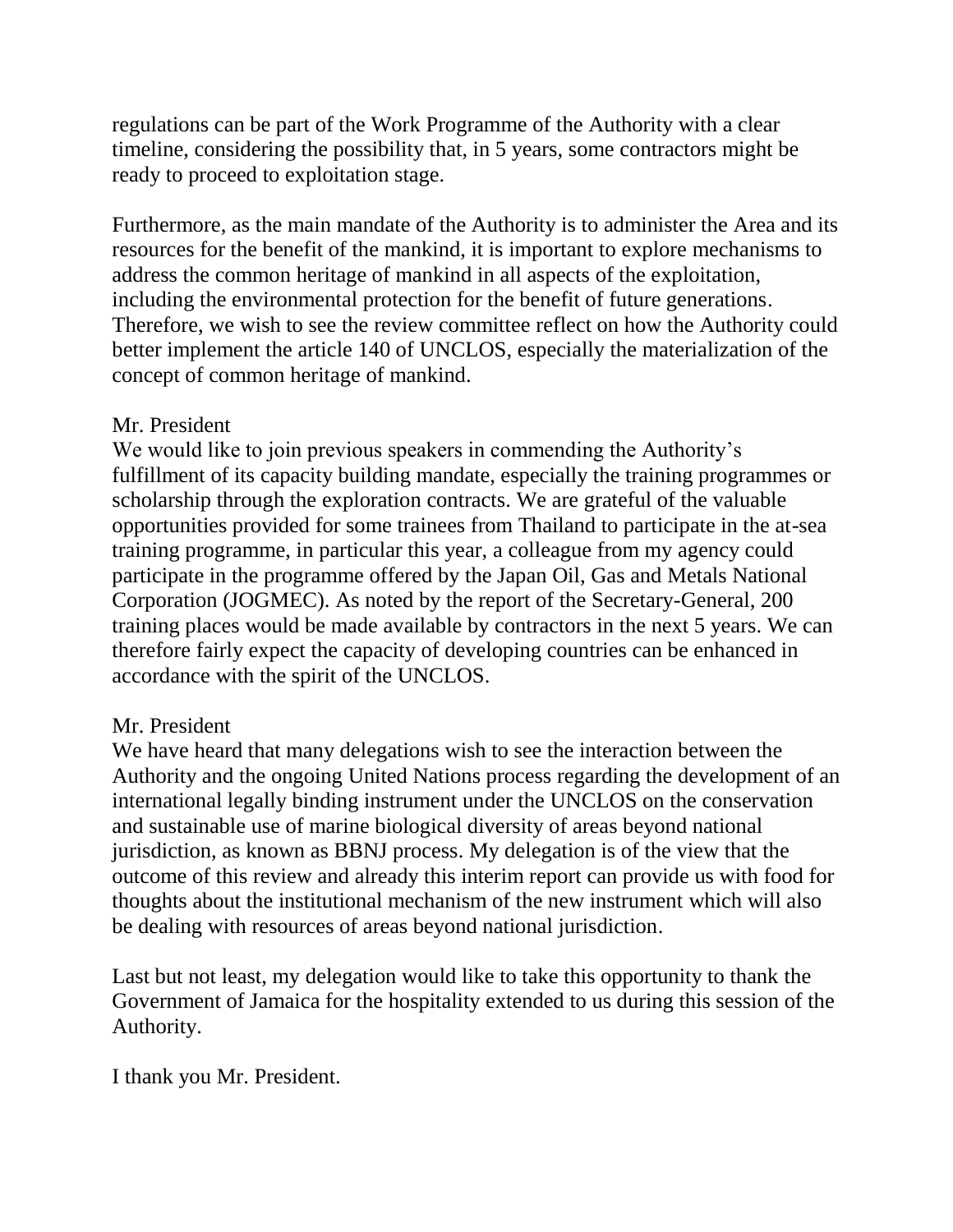regulations can be part of the Work Programme of the Authority with a clear timeline, considering the possibility that, in 5 years, some contractors might be ready to proceed to exploitation stage.

Furthermore, as the main mandate of the Authority is to administer the Area and its resources for the benefit of the mankind, it is important to explore mechanisms to address the common heritage of mankind in all aspects of the exploitation, including the environmental protection for the benefit of future generations. Therefore, we wish to see the review committee reflect on how the Authority could better implement the article 140 of UNCLOS, especially the materialization of the concept of common heritage of mankind.

Mr. President
We would like to join previous speakers in commending the Authority's fulfillment of its capacity building mandate, especially the training programmes or scholarship through the exploration contracts. We are grateful of the valuable opportunities provided for some trainees from Thailand to participate in the at-sea training programme, in particular this year, a colleague from my agency could participate in the programme offered by the Japan Oil, Gas and Metals National Corporation (JOGMEC). As noted by the report of the Secretary-General, 200 training places would be made available by contractors in the next 5 years. We can therefore fairly expect the capacity of developing countries can be enhanced in accordance with the spirit of the UNCLOS.

Mr. President
We have heard that many delegations wish to see the interaction between the Authority and the ongoing United Nations process regarding the development of an international legally binding instrument under the UNCLOS on the conservation and sustainable use of marine biological diversity of areas beyond national jurisdiction, as known as BBNJ process. My delegation is of the view that the outcome of this review and already this interim report can provide us with food for thoughts about the institutional mechanism of the new instrument which will also be dealing with resources of areas beyond national jurisdiction.

Last but not least, my delegation would like to take this opportunity to thank the Government of Jamaica for the hospitality extended to us during this session of the Authority.

I thank you Mr. President.